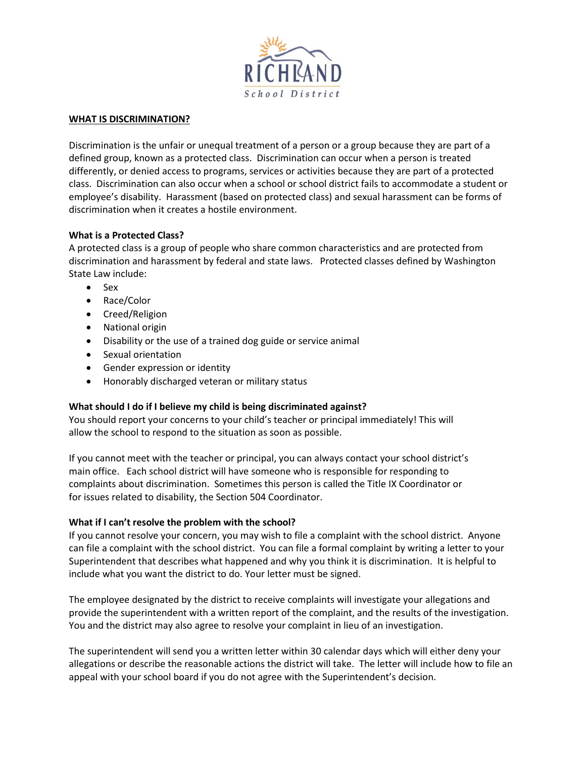RICHLAND
School District

## WHAT IS DISCRIMINATION?

Discrimination is the unfair or unequal treatment of a person or a group because they are part of a defined group, known as a protected class. Discrimination can occur when a person is treated differently, or denied access to programs, services or activities because they are part of a protected class. Discrimination can also occur when a school or school district fails to accommodate a student or employee's disability. Harassment (based on protected class) and sexual harassment can be forms of discrimination when it creates a hostile environment.

### What is a Protected Class?

A protected class is a group of people who share common characteristics and are protected from discrimination and harassment by federal and state laws. Protected classes defined by Washington State Law include:

- Sex
- Race/Color
- Creed/Religion
- National origin
- Disability or the use of a trained dog guide or service animal
- Sexual orientation
- Gender expression or identity
- Honorably discharged veteran or military status

### What should I do if I believe my child is being discriminated against?

You should report your concerns to your child's teacher or principal immediately! This will allow the school to respond to the situation as soon as possible.

If you cannot meet with the teacher or principal, you can always contact your school district's main office. Each school district will have someone who is responsible for responding to complaints about discrimination. Sometimes this person is called the Title IX Coordinator or for issues related to disability, the Section 504 Coordinator.

### What if I can't resolve the problem with the school?

If you cannot resolve your concern, you may wish to file a complaint with the school district. Anyone can file a complaint with the school district. You can file a formal complaint by writing a letter to your Superintendent that describes what happened and why you think it is discrimination. It is helpful to include what you want the district to do. Your letter must be signed.

The employee designated by the district to receive complaints will investigate your allegations and provide the superintendent with a written report of the complaint, and the results of the investigation. You and the district may also agree to resolve your complaint in lieu of an investigation.

The superintendent will send you a written letter within 30 calendar days which will either deny your allegations or describe the reasonable actions the district will take. The letter will include how to file an appeal with your school board if you do not agree with the Superintendent's decision.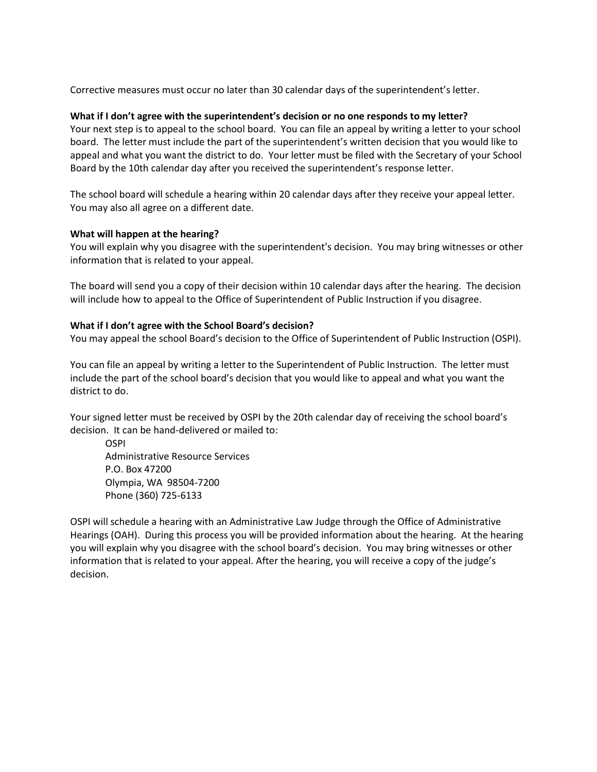Corrective measures must occur no later than 30 calendar days of the superintendent's letter.

**What if I don't agree with the superintendent's decision or no one responds to my letter?**
Your next step is to appeal to the school board. You can file an appeal by writing a letter to your school board. The letter must include the part of the superintendent's written decision that you would like to appeal and what you want the district to do. Your letter must be filed with the Secretary of your School Board by the 10th calendar day after you received the superintendent's response letter.

The school board will schedule a hearing within 20 calendar days after they receive your appeal letter. You may also all agree on a different date.

**What will happen at the hearing?**
You will explain why you disagree with the superintendent's decision. You may bring witnesses or other information that is related to your appeal.

The board will send you a copy of their decision within 10 calendar days after the hearing. The decision will include how to appeal to the Office of Superintendent of Public Instruction if you disagree.

**What if I don't agree with the School Board's decision?**
You may appeal the school Board's decision to the Office of Superintendent of Public Instruction (OSPI).

You can file an appeal by writing a letter to the Superintendent of Public Instruction. The letter must include the part of the school board's decision that you would like to appeal and what you want the district to do.

Your signed letter must be received by OSPI by the 20th calendar day of receiving the school board's decision. It can be hand-delivered or mailed to:

> OSPI
> Administrative Resource Services
> P.O. Box 47200
> Olympia, WA 98504-7200
> Phone (360) 725-6133

OSPI will schedule a hearing with an Administrative Law Judge through the Office of Administrative Hearings (OAH). During this process you will be provided information about the hearing. At the hearing you will explain why you disagree with the school board's decision. You may bring witnesses or other information that is related to your appeal. After the hearing, you will receive a copy of the judge's decision.